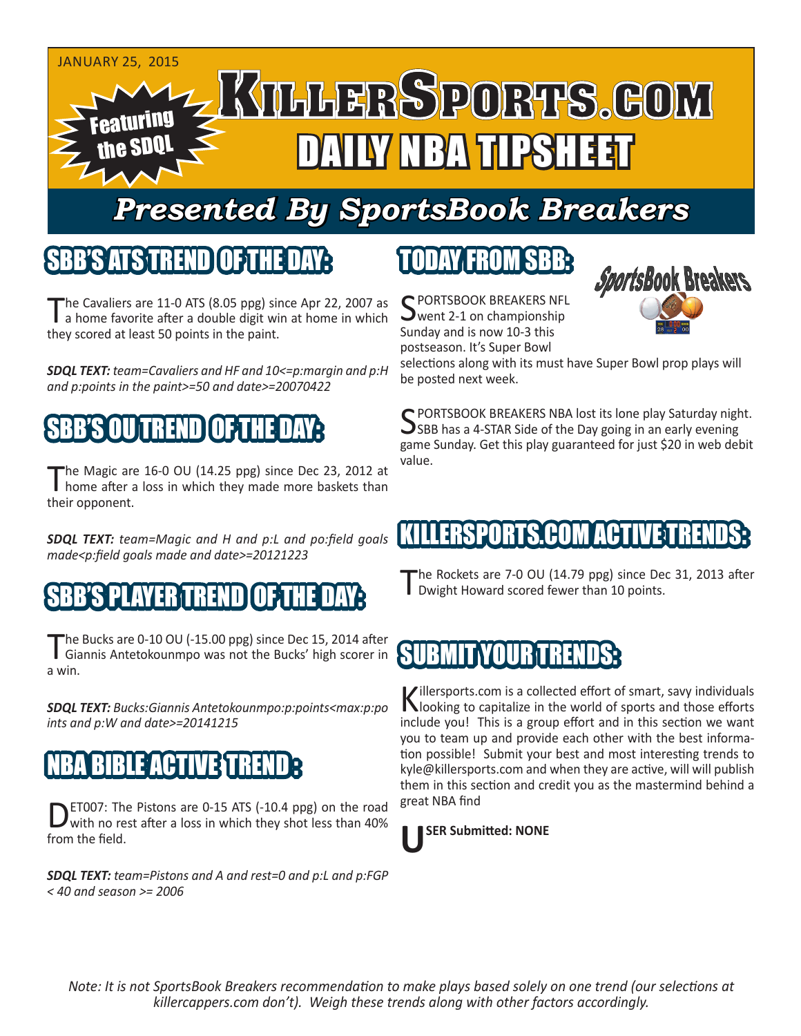JANUARY 25, 2015

# KILLERSPORTS.COM DAILY NBA TIPSHEET

Featuring the SDQL

## Presented By SportsBook Breakers

## SBB'S ATS TREND OF THE DAY:

The Cavaliers are 11-0 ATS (8.05 ppg) since Apr 22, 2007 as a home favorite after a double digit win at home in which they scored at least 50 points in the paint.

***SDQL TEXT:*** *team=Cavaliers and HF and 10<=p:margin and p:H and p:points in the paint>=50 and date>=20070422*

## SBB'S OU TREND OF THE DAY:

The Magic are 16-0 OU (14.25 ppg) since Dec 23, 2012 at home after a loss in which they made more baskets than their opponent.

***SDQL TEXT:*** *team=Magic and H and p:L and po:field goals made<p:field goals made and date>=20121223*

## SBB'S PLAYER TREND OF THE DAY:

The Bucks are 0-10 OU (-15.00 ppg) since Dec 15, 2014 after Giannis Antetokounmpo was not the Bucks' high scorer in a win.

***SDQL TEXT:*** *Bucks:Giannis Antetokounmpo:p:points<max:p:points and p:W and date>=20141215*

## NBA BIBLE ACTIVE TREND:

DET007: The Pistons are 0-15 ATS (-10.4 ppg) on the road with no rest after a loss in which they shot less than 40% from the field.

***SDQL TEXT:*** *team=Pistons and A and rest=0 and p:L and p:FGP < 40 and season >= 2006*

## TODAY FROM SBB:

SPORTSBOOK BREAKERS NFL went 2-1 on championship Sunday and is now 10-3 this postseason. It's Super Bowl selections along with its must have Super Bowl prop plays will be posted next week.

SPORTSBOOK BREAKERS NBA lost its lone play Saturday night. SBB has a 4-STAR Side of the Day going in an early evening game Sunday. Get this play guaranteed for just $20 in web debit value.

## KILLERSPORTS.COM ACTIVE TRENDS:

The Rockets are 7-0 OU (14.79 ppg) since Dec 31, 2013 after Dwight Howard scored fewer than 10 points.

## SUBMIT YOUR TRENDS:

Killersports.com is a collected effort of smart, savy individuals looking to capitalize in the world of sports and those efforts include you! This is a group effort and in this section we want you to team up and provide each other with the best information possible! Submit your best and most interesting trends to kyle@killersports.com and when they are active, will will publish them in this section and credit you as the mastermind behind a great NBA find

**USER Submitted: NONE**

*Note: It is not SportsBook Breakers recommendation to make plays based solely on one trend (our selections at killercappers.com don't). Weigh these trends along with other factors accordingly.*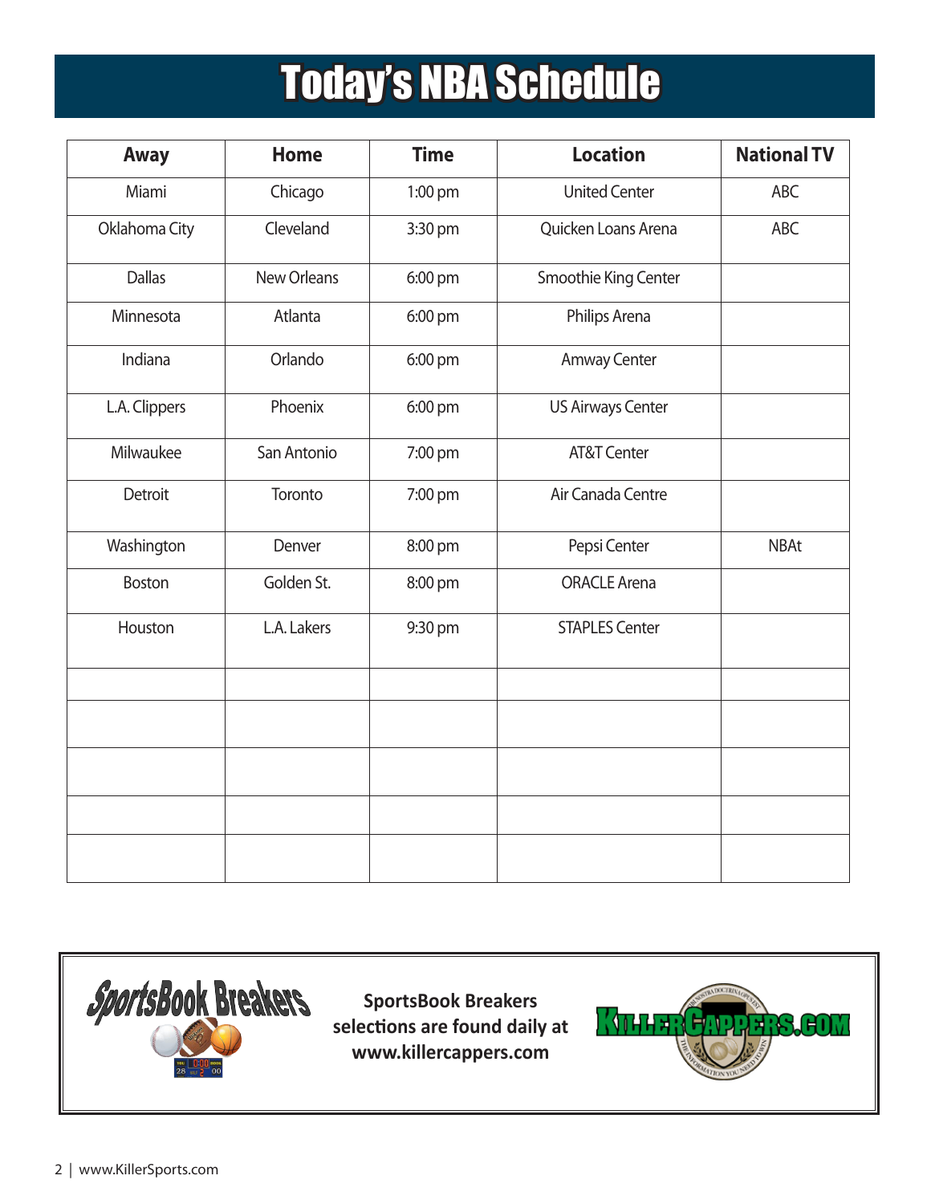# Today's NBA Schedule

| Away | Home | Time | Location | National TV |
|---|---|---|---|---|
| Miami | Chicago | 1:00 pm | United Center | ABC |
| Oklahoma City | Cleveland | 3:30 pm | Quicken Loans Arena | ABC |
| Dallas | New Orleans | 6:00 pm | Smoothie King Center | |
| Minnesota | Atlanta | 6:00 pm | Philips Arena | |
| Indiana | Orlando | 6:00 pm | Amway Center | |
| L.A. Clippers | Phoenix | 6:00 pm | US Airways Center | |
| Milwaukee | San Antonio | 7:00 pm | AT&T Center | |
| Detroit | Toronto | 7:00 pm | Air Canada Centre | |
| Washington | Denver | 8:00 pm | Pepsi Center | NBAt |
| Boston | Golden St. | 8:00 pm | ORACLE Arena | |
| Houston | L.A. Lakers | 9:30 pm | STAPLES Center | |
| | | | | |
| | | | | |
| | | | | |
| | | | | |
| | | | | |

SportsBook Breakers

**SportsBook Breakers selections are found daily at www.killercappers.com**

KILLERCAPPERS.COM